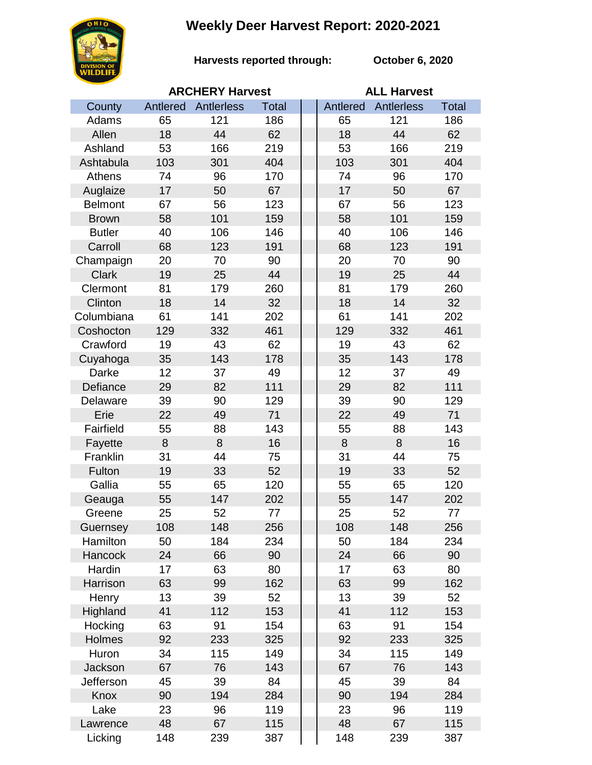# Weekly Deer Harvest Report: 2020-2021

**Harvests reported through:** **October 6, 2020**

| | ARCHERY Harvest | | | ALL Harvest | | |
|---|---|---|---|---|---|---|
| County | Antlered | Antlerless | Total | Antlered | Antlerless | Total |
| Adams | 65 | 121 | 186 | 65 | 121 | 186 |
| Allen | 18 | 44 | 62 | 18 | 44 | 62 |
| Ashland | 53 | 166 | 219 | 53 | 166 | 219 |
| Ashtabula | 103 | 301 | 404 | 103 | 301 | 404 |
| Athens | 74 | 96 | 170 | 74 | 96 | 170 |
| Auglaize | 17 | 50 | 67 | 17 | 50 | 67 |
| Belmont | 67 | 56 | 123 | 67 | 56 | 123 |
| Brown | 58 | 101 | 159 | 58 | 101 | 159 |
| Butler | 40 | 106 | 146 | 40 | 106 | 146 |
| Carroll | 68 | 123 | 191 | 68 | 123 | 191 |
| Champaign | 20 | 70 | 90 | 20 | 70 | 90 |
| Clark | 19 | 25 | 44 | 19 | 25 | 44 |
| Clermont | 81 | 179 | 260 | 81 | 179 | 260 |
| Clinton | 18 | 14 | 32 | 18 | 14 | 32 |
| Columbiana | 61 | 141 | 202 | 61 | 141 | 202 |
| Coshocton | 129 | 332 | 461 | 129 | 332 | 461 |
| Crawford | 19 | 43 | 62 | 19 | 43 | 62 |
| Cuyahoga | 35 | 143 | 178 | 35 | 143 | 178 |
| Darke | 12 | 37 | 49 | 12 | 37 | 49 |
| Defiance | 29 | 82 | 111 | 29 | 82 | 111 |
| Delaware | 39 | 90 | 129 | 39 | 90 | 129 |
| Erie | 22 | 49 | 71 | 22 | 49 | 71 |
| Fairfield | 55 | 88 | 143 | 55 | 88 | 143 |
| Fayette | 8 | 8 | 16 | 8 | 8 | 16 |
| Franklin | 31 | 44 | 75 | 31 | 44 | 75 |
| Fulton | 19 | 33 | 52 | 19 | 33 | 52 |
| Gallia | 55 | 65 | 120 | 55 | 65 | 120 |
| Geauga | 55 | 147 | 202 | 55 | 147 | 202 |
| Greene | 25 | 52 | 77 | 25 | 52 | 77 |
| Guernsey | 108 | 148 | 256 | 108 | 148 | 256 |
| Hamilton | 50 | 184 | 234 | 50 | 184 | 234 |
| Hancock | 24 | 66 | 90 | 24 | 66 | 90 |
| Hardin | 17 | 63 | 80 | 17 | 63 | 80 |
| Harrison | 63 | 99 | 162 | 63 | 99 | 162 |
| Henry | 13 | 39 | 52 | 13 | 39 | 52 |
| Highland | 41 | 112 | 153 | 41 | 112 | 153 |
| Hocking | 63 | 91 | 154 | 63 | 91 | 154 |
| Holmes | 92 | 233 | 325 | 92 | 233 | 325 |
| Huron | 34 | 115 | 149 | 34 | 115 | 149 |
| Jackson | 67 | 76 | 143 | 67 | 76 | 143 |
| Jefferson | 45 | 39 | 84 | 45 | 39 | 84 |
| Knox | 90 | 194 | 284 | 90 | 194 | 284 |
| Lake | 23 | 96 | 119 | 23 | 96 | 119 |
| Lawrence | 48 | 67 | 115 | 48 | 67 | 115 |
| Licking | 148 | 239 | 387 | 148 | 239 | 387 |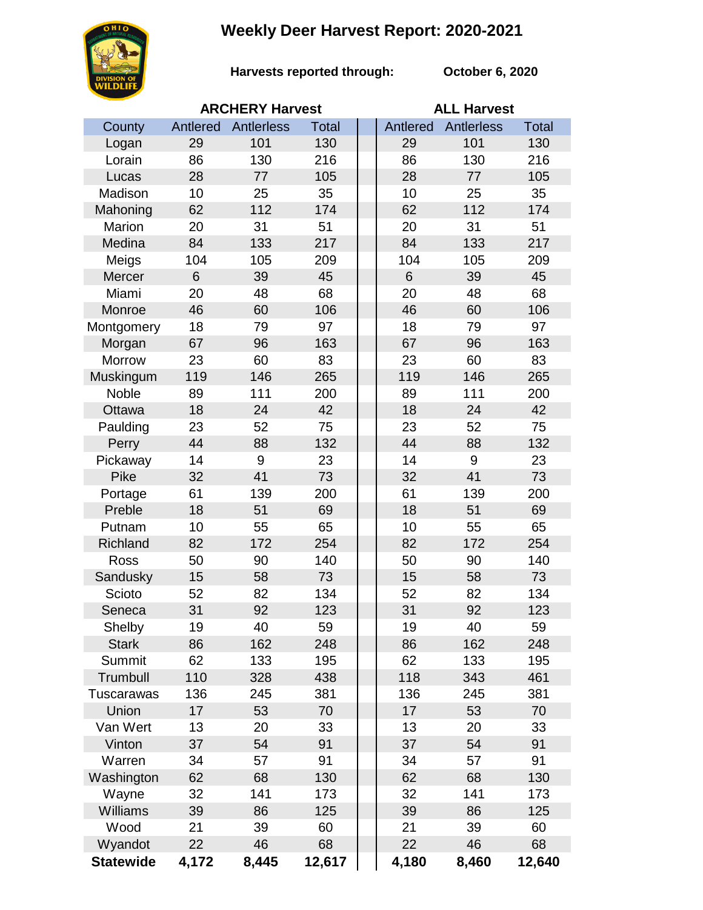# Weekly Deer Harvest Report: 2020-2021

**Harvests reported through:** October 6, 2020

| | ARCHERY Harvest | | | ALL Harvest | | |
|---|---|---|---|---|---|---|
| County | Antlered | Antlerless | Total | Antlered | Antlerless | Total |
| Logan | 29 | 101 | 130 | 29 | 101 | 130 |
| Lorain | 86 | 130 | 216 | 86 | 130 | 216 |
| Lucas | 28 | 77 | 105 | 28 | 77 | 105 |
| Madison | 10 | 25 | 35 | 10 | 25 | 35 |
| Mahoning | 62 | 112 | 174 | 62 | 112 | 174 |
| Marion | 20 | 31 | 51 | 20 | 31 | 51 |
| Medina | 84 | 133 | 217 | 84 | 133 | 217 |
| Meigs | 104 | 105 | 209 | 104 | 105 | 209 |
| Mercer | 6 | 39 | 45 | 6 | 39 | 45 |
| Miami | 20 | 48 | 68 | 20 | 48 | 68 |
| Monroe | 46 | 60 | 106 | 46 | 60 | 106 |
| Montgomery | 18 | 79 | 97 | 18 | 79 | 97 |
| Morgan | 67 | 96 | 163 | 67 | 96 | 163 |
| Morrow | 23 | 60 | 83 | 23 | 60 | 83 |
| Muskingum | 119 | 146 | 265 | 119 | 146 | 265 |
| Noble | 89 | 111 | 200 | 89 | 111 | 200 |
| Ottawa | 18 | 24 | 42 | 18 | 24 | 42 |
| Paulding | 23 | 52 | 75 | 23 | 52 | 75 |
| Perry | 44 | 88 | 132 | 44 | 88 | 132 |
| Pickaway | 14 | 9 | 23 | 14 | 9 | 23 |
| Pike | 32 | 41 | 73 | 32 | 41 | 73 |
| Portage | 61 | 139 | 200 | 61 | 139 | 200 |
| Preble | 18 | 51 | 69 | 18 | 51 | 69 |
| Putnam | 10 | 55 | 65 | 10 | 55 | 65 |
| Richland | 82 | 172 | 254 | 82 | 172 | 254 |
| Ross | 50 | 90 | 140 | 50 | 90 | 140 |
| Sandusky | 15 | 58 | 73 | 15 | 58 | 73 |
| Scioto | 52 | 82 | 134 | 52 | 82 | 134 |
| Seneca | 31 | 92 | 123 | 31 | 92 | 123 |
| Shelby | 19 | 40 | 59 | 19 | 40 | 59 |
| Stark | 86 | 162 | 248 | 86 | 162 | 248 |
| Summit | 62 | 133 | 195 | 62 | 133 | 195 |
| Trumbull | 110 | 328 | 438 | 118 | 343 | 461 |
| Tuscarawas | 136 | 245 | 381 | 136 | 245 | 381 |
| Union | 17 | 53 | 70 | 17 | 53 | 70 |
| Van Wert | 13 | 20 | 33 | 13 | 20 | 33 |
| Vinton | 37 | 54 | 91 | 37 | 54 | 91 |
| Warren | 34 | 57 | 91 | 34 | 57 | 91 |
| Washington | 62 | 68 | 130 | 62 | 68 | 130 |
| Wayne | 32 | 141 | 173 | 32 | 141 | 173 |
| Williams | 39 | 86 | 125 | 39 | 86 | 125 |
| Wood | 21 | 39 | 60 | 21 | 39 | 60 |
| Wyandot | 22 | 46 | 68 | 22 | 46 | 68 |
| **Statewide** | **4,172** | **8,445** | **12,617** | **4,180** | **8,460** | **12,640** |